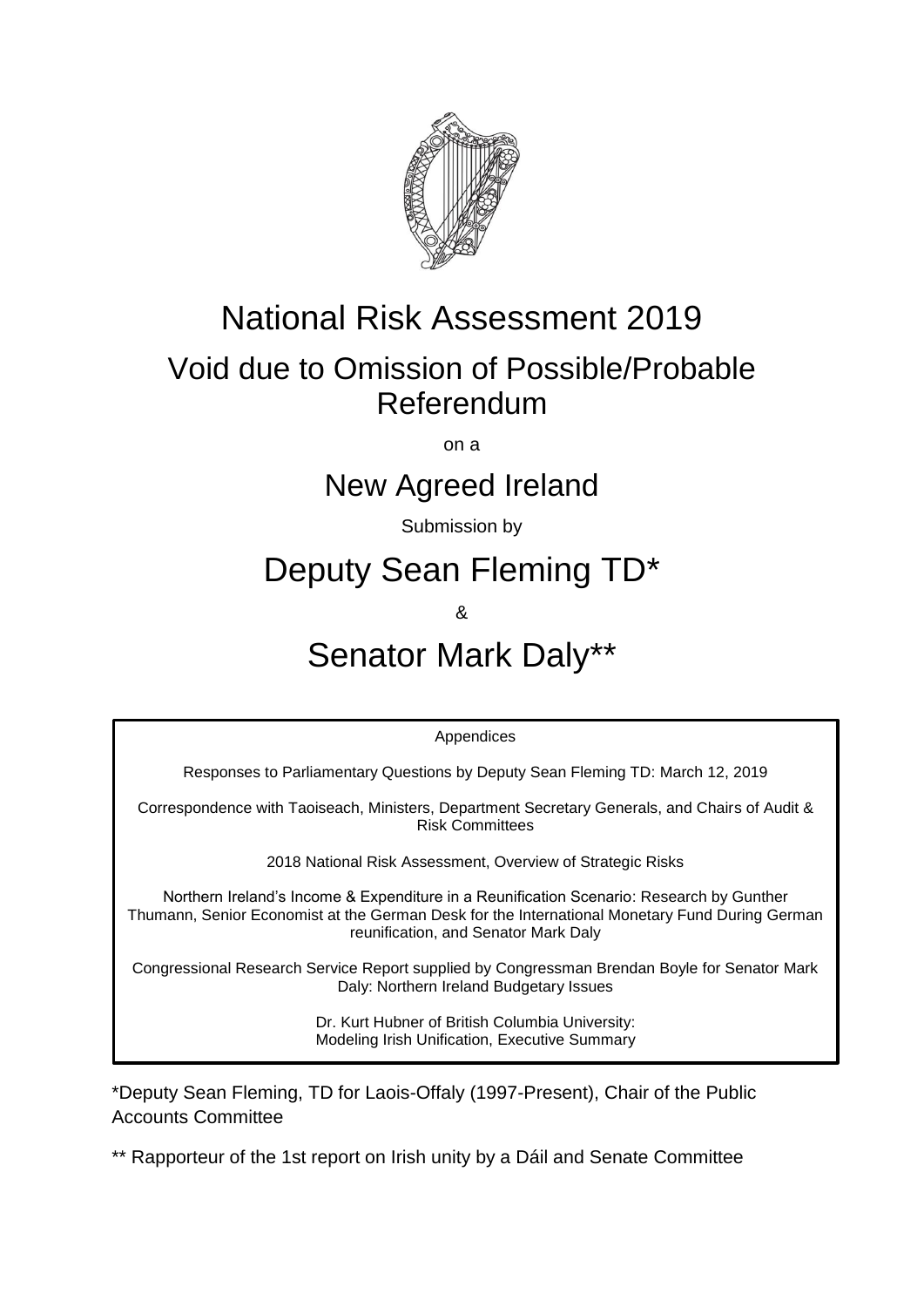# National Risk Assessment 2019

## Void due to Omission of Possible/Probable Referendum

on a

## New Agreed Ireland

Submission by

## Deputy Sean Fleming TD*

&

## Senator Mark Daly**

Appendices

Responses to Parliamentary Questions by Deputy Sean Fleming TD: March 12, 2019

Correspondence with Taoiseach, Ministers, Department Secretary Generals, and Chairs of Audit & Risk Committees

2018 National Risk Assessment, Overview of Strategic Risks

Northern Ireland's Income & Expenditure in a Reunification Scenario: Research by Gunther Thumann, Senior Economist at the German Desk for the International Monetary Fund During German reunification, and Senator Mark Daly

Congressional Research Service Report supplied by Congressman Brendan Boyle for Senator Mark Daly: Northern Ireland Budgetary Issues

Dr. Kurt Hubner of British Columbia University:
Modeling Irish Unification, Executive Summary

*Deputy Sean Fleming, TD for Laois-Offaly (1997-Present), Chair of the Public Accounts Committee

** Rapporteur of the 1st report on Irish unity by a Dáil and Senate Committee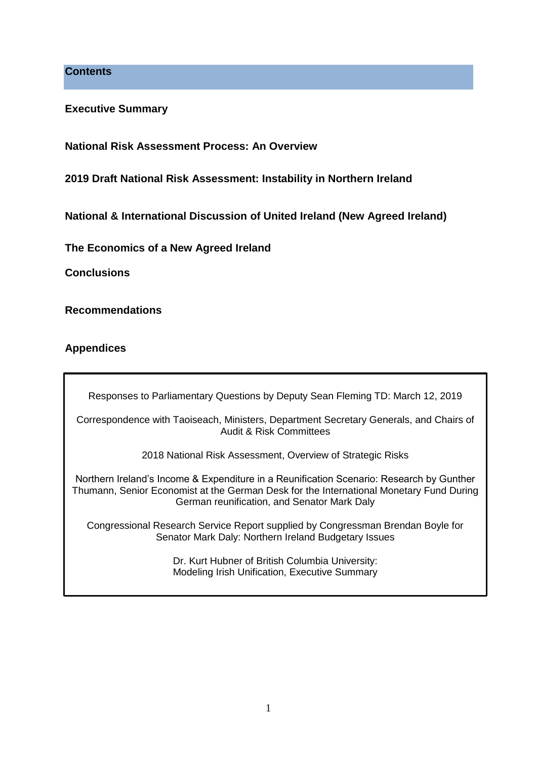## Contents

**Executive Summary**

**National Risk Assessment Process: An Overview**

**2019 Draft National Risk Assessment: Instability in Northern Ireland**

**National & International Discussion of United Ireland (New Agreed Ireland)**

**The Economics of a New Agreed Ireland**

**Conclusions**

**Recommendations**

**Appendices**

Responses to Parliamentary Questions by Deputy Sean Fleming TD: March 12, 2019

Correspondence with Taoiseach, Ministers, Department Secretary Generals, and Chairs of Audit & Risk Committees

2018 National Risk Assessment, Overview of Strategic Risks

Northern Ireland's Income & Expenditure in a Reunification Scenario: Research by Gunther Thumann, Senior Economist at the German Desk for the International Monetary Fund During German reunification, and Senator Mark Daly

Congressional Research Service Report supplied by Congressman Brendan Boyle for Senator Mark Daly: Northern Ireland Budgetary Issues

Dr. Kurt Hubner of British Columbia University: Modeling Irish Unification, Executive Summary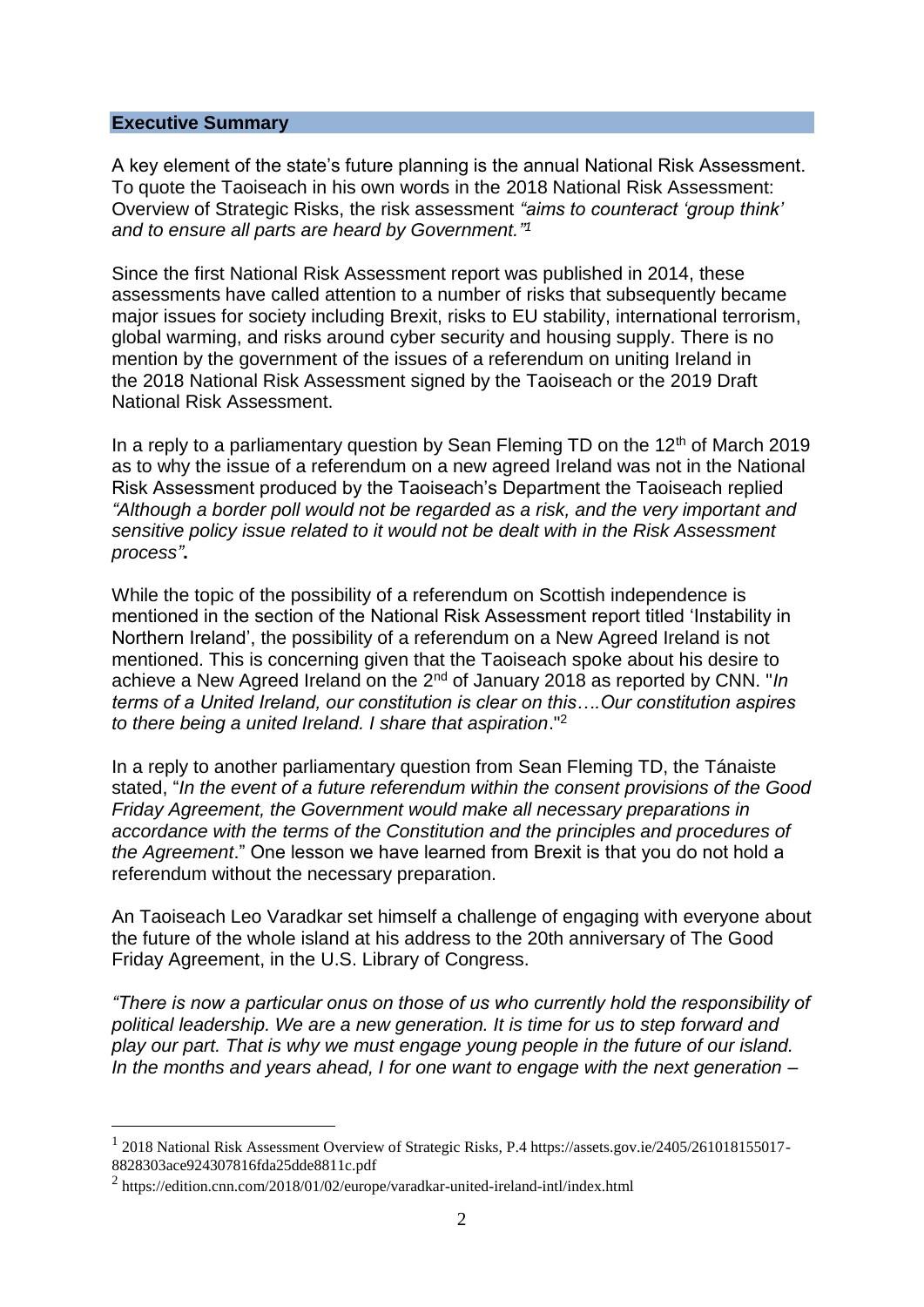## Executive Summary

A key element of the state's future planning is the annual National Risk Assessment. To quote the Taoiseach in his own words in the 2018 National Risk Assessment: Overview of Strategic Risks, the risk assessment *"aims to counteract 'group think' and to ensure all parts are heard by Government."*[1]

Since the first National Risk Assessment report was published in 2014, these assessments have called attention to a number of risks that subsequently became major issues for society including Brexit, risks to EU stability, international terrorism, global warming, and risks around cyber security and housing supply. There is no mention by the government of the issues of a referendum on uniting Ireland in the 2018 National Risk Assessment signed by the Taoiseach or the 2019 Draft National Risk Assessment.

In a reply to a parliamentary question by Sean Fleming TD on the 12th of March 2019 as to why the issue of a referendum on a new agreed Ireland was not in the National Risk Assessment produced by the Taoiseach's Department the Taoiseach replied *"Although a border poll would not be regarded as a risk, and the very important and sensitive policy issue related to it would not be dealt with in the Risk Assessment process"*.

While the topic of the possibility of a referendum on Scottish independence is mentioned in the section of the National Risk Assessment report titled 'Instability in Northern Ireland', the possibility of a referendum on a New Agreed Ireland is not mentioned. This is concerning given that the Taoiseach spoke about his desire to achieve a New Agreed Ireland on the 2nd of January 2018 as reported by CNN. "*In terms of a United Ireland, our constitution is clear on this….Our constitution aspires to there being a united Ireland. I share that aspiration*."[2]

In a reply to another parliamentary question from Sean Fleming TD, the Tánaiste stated, "*In the event of a future referendum within the consent provisions of the Good Friday Agreement, the Government would make all necessary preparations in accordance with the terms of the Constitution and the principles and procedures of the Agreement*." One lesson we have learned from Brexit is that you do not hold a referendum without the necessary preparation.

An Taoiseach Leo Varadkar set himself a challenge of engaging with everyone about the future of the whole island at his address to the 20th anniversary of The Good Friday Agreement, in the U.S. Library of Congress.

*"There is now a particular onus on those of us who currently hold the responsibility of political leadership. We are a new generation. It is time for us to step forward and play our part. That is why we must engage young people in the future of our island. In the months and years ahead, I for one want to engage with the next generation –*

---

[1] 2018 National Risk Assessment Overview of Strategic Risks, P.4 https://assets.gov.ie/2405/261018155017-8828303ace924307816fda25dde8811c.pdf

[2] https://edition.cnn.com/2018/01/02/europe/varadkar-united-ireland-intl/index.html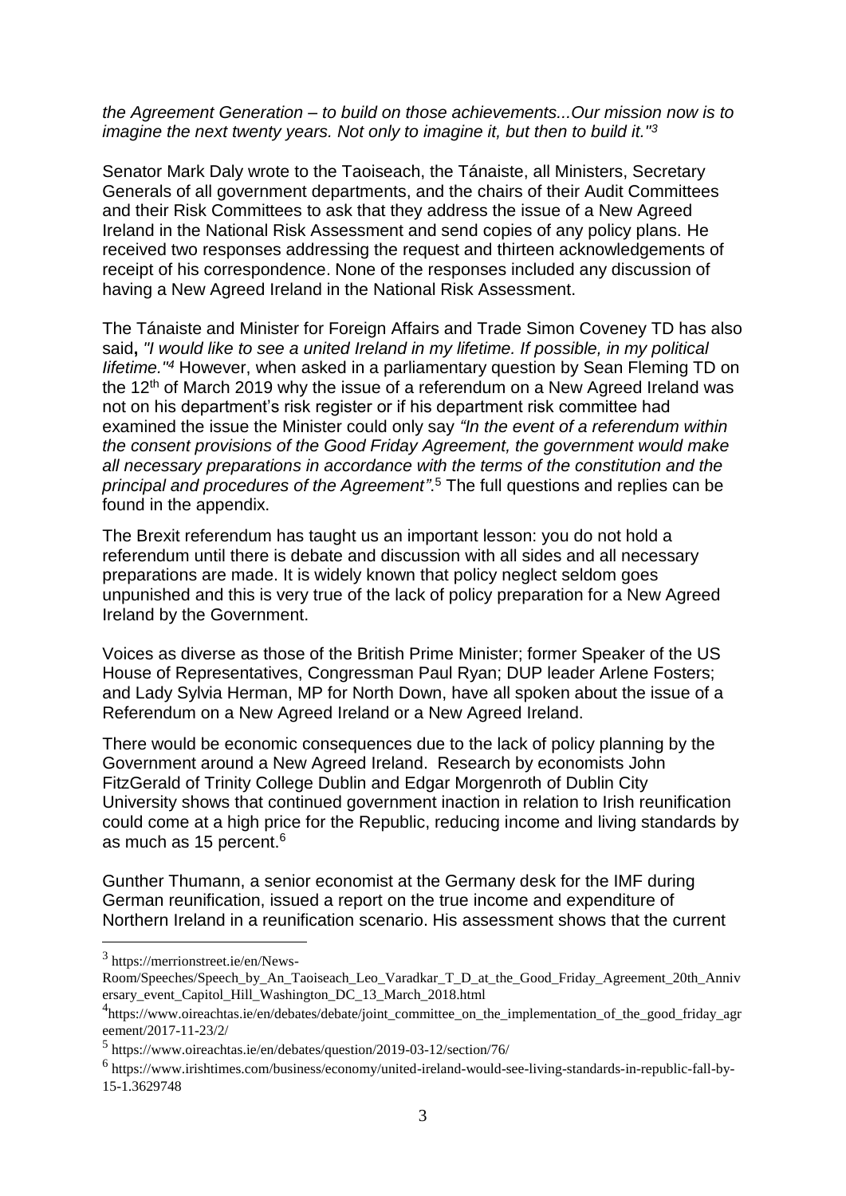*the Agreement Generation – to build on those achievements...Our mission now is to imagine the next twenty years. Not only to imagine it, but then to build it."[3]*

Senator Mark Daly wrote to the Taoiseach, the Tánaiste, all Ministers, Secretary Generals of all government departments, and the chairs of their Audit Committees and their Risk Committees to ask that they address the issue of a New Agreed Ireland in the National Risk Assessment and send copies of any policy plans. He received two responses addressing the request and thirteen acknowledgements of receipt of his correspondence. None of the responses included any discussion of having a New Agreed Ireland in the National Risk Assessment.

The Tánaiste and Minister for Foreign Affairs and Trade Simon Coveney TD has also said**,** *"I would like to see a united Ireland in my lifetime. If possible, in my political lifetime."[4]* However, when asked in a parliamentary question by Sean Fleming TD on the 12th of March 2019 why the issue of a referendum on a New Agreed Ireland was not on his department's risk register or if his department risk committee had examined the issue the Minister could only say *"In the event of a referendum within the consent provisions of the Good Friday Agreement, the government would make all necessary preparations in accordance with the terms of the constitution and the principal and procedures of the Agreement"*.[5] The full questions and replies can be found in the appendix.

The Brexit referendum has taught us an important lesson: you do not hold a referendum until there is debate and discussion with all sides and all necessary preparations are made. It is widely known that policy neglect seldom goes unpunished and this is very true of the lack of policy preparation for a New Agreed Ireland by the Government.

Voices as diverse as those of the British Prime Minister; former Speaker of the US House of Representatives, Congressman Paul Ryan; DUP leader Arlene Fosters; and Lady Sylvia Herman, MP for North Down, have all spoken about the issue of a Referendum on a New Agreed Ireland or a New Agreed Ireland.

There would be economic consequences due to the lack of policy planning by the Government around a New Agreed Ireland. Research by economists John FitzGerald of Trinity College Dublin and Edgar Morgenroth of Dublin City University shows that continued government inaction in relation to Irish reunification could come at a high price for the Republic, reducing income and living standards by as much as 15 percent.[6]

Gunther Thumann, a senior economist at the Germany desk for the IMF during German reunification, issued a report on the true income and expenditure of Northern Ireland in a reunification scenario. His assessment shows that the current

---

[3] https://merrionstreet.ie/en/News-Room/Speeches/Speech_by_An_Taoiseach_Leo_Varadkar_T_D_at_the_Good_Friday_Agreement_20th_Anniversary_event_Capitol_Hill_Washington_DC_13_March_2018.html

[4] https://www.oireachtas.ie/en/debates/debate/joint_committee_on_the_implementation_of_the_good_friday_agreement/2017-11-23/2/

[5] https://www.oireachtas.ie/en/debates/question/2019-03-12/section/76/

[6] https://www.irishtimes.com/business/economy/united-ireland-would-see-living-standards-in-republic-fall-by-15-1.3629748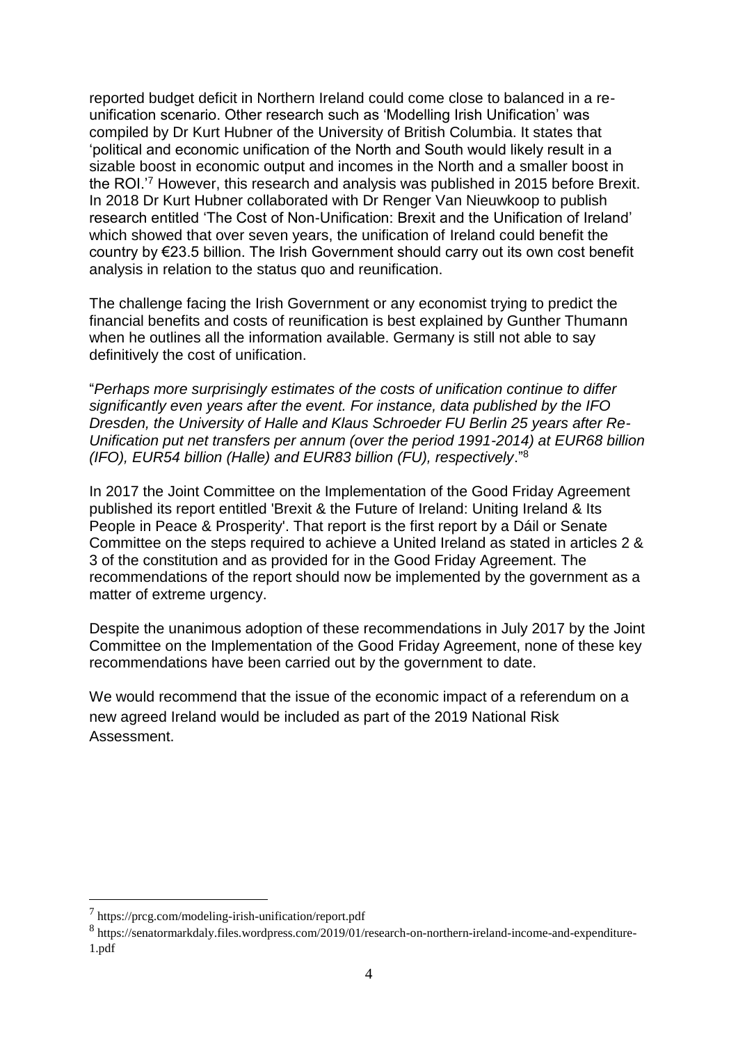reported budget deficit in Northern Ireland could come close to balanced in a re-unification scenario. Other research such as 'Modelling Irish Unification' was compiled by Dr Kurt Hubner of the University of British Columbia. It states that 'political and economic unification of the North and South would likely result in a sizable boost in economic output and incomes in the North and a smaller boost in the ROI.'[7] However, this research and analysis was published in 2015 before Brexit. In 2018 Dr Kurt Hubner collaborated with Dr Renger Van Nieuwkoop to publish research entitled 'The Cost of Non-Unification: Brexit and the Unification of Ireland' which showed that over seven years, the unification of Ireland could benefit the country by €23.5 billion. The Irish Government should carry out its own cost benefit analysis in relation to the status quo and reunification.

The challenge facing the Irish Government or any economist trying to predict the financial benefits and costs of reunification is best explained by Gunther Thumann when he outlines all the information available. Germany is still not able to say definitively the cost of unification.

"*Perhaps more surprisingly estimates of the costs of unification continue to differ significantly even years after the event. For instance, data published by the IFO Dresden, the University of Halle and Klaus Schroeder FU Berlin 25 years after Re-Unification put net transfers per annum (over the period 1991-2014) at EUR68 billion (IFO), EUR54 billion (Halle) and EUR83 billion (FU), respectively*."[8]

In 2017 the Joint Committee on the Implementation of the Good Friday Agreement published its report entitled 'Brexit & the Future of Ireland: Uniting Ireland & Its People in Peace & Prosperity'. That report is the first report by a Dáil or Senate Committee on the steps required to achieve a United Ireland as stated in articles 2 & 3 of the constitution and as provided for in the Good Friday Agreement. The recommendations of the report should now be implemented by the government as a matter of extreme urgency.

Despite the unanimous adoption of these recommendations in July 2017 by the Joint Committee on the Implementation of the Good Friday Agreement, none of these key recommendations have been carried out by the government to date.

We would recommend that the issue of the economic impact of a referendum on a new agreed Ireland would be included as part of the 2019 National Risk Assessment.

---

[7] https://prcg.com/modeling-irish-unification/report.pdf

[8] https://senatormarkdaly.files.wordpress.com/2019/01/research-on-northern-ireland-income-and-expenditure-1.pdf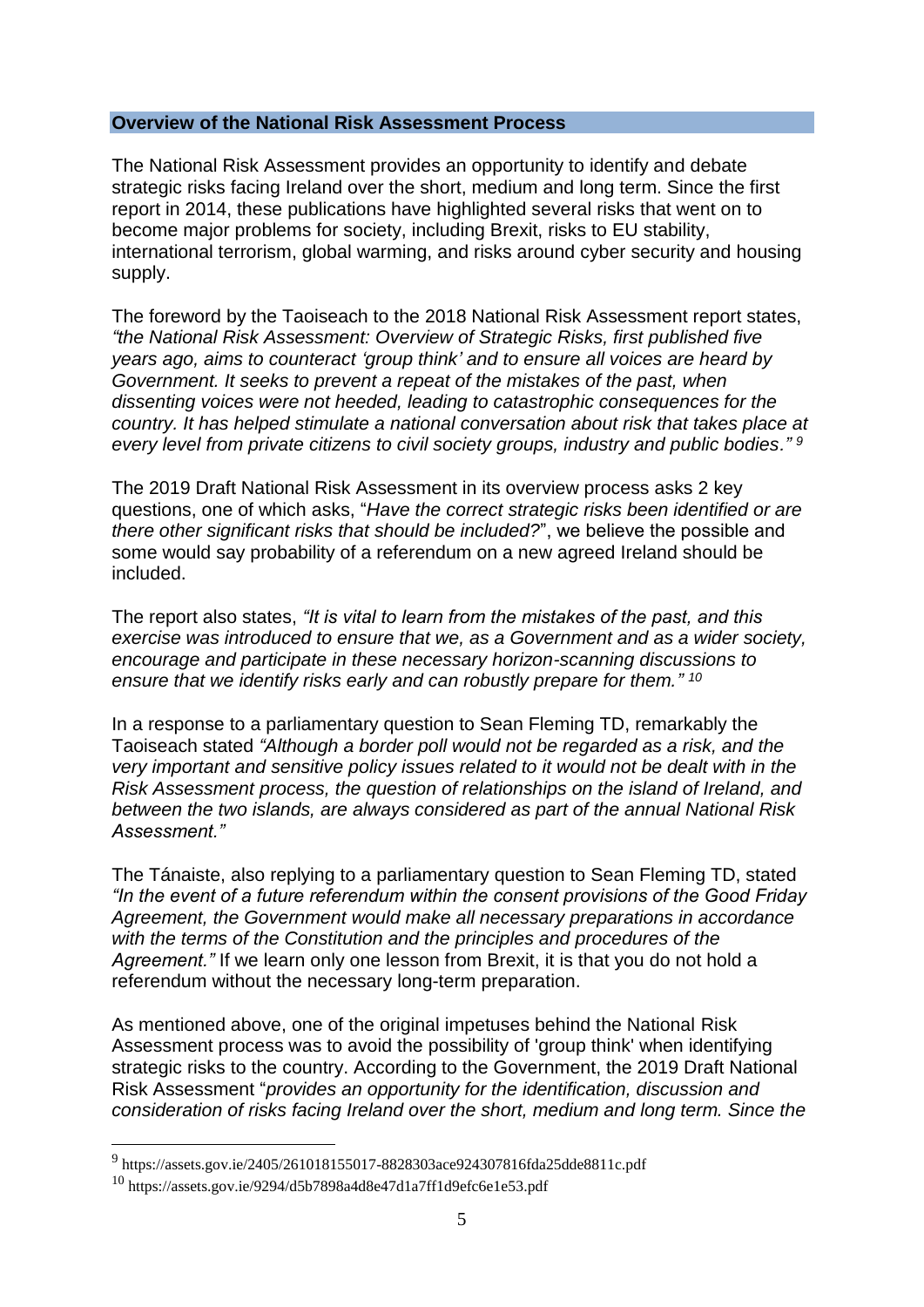## Overview of the National Risk Assessment Process

The National Risk Assessment provides an opportunity to identify and debate strategic risks facing Ireland over the short, medium and long term. Since the first report in 2014, these publications have highlighted several risks that went on to become major problems for society, including Brexit, risks to EU stability, international terrorism, global warming, and risks around cyber security and housing supply.

The foreword by the Taoiseach to the 2018 National Risk Assessment report states, *"the National Risk Assessment: Overview of Strategic Risks, first published five years ago, aims to counteract 'group think' and to ensure all voices are heard by Government. It seeks to prevent a repeat of the mistakes of the past, when dissenting voices were not heeded, leading to catastrophic consequences for the country. It has helped stimulate a national conversation about risk that takes place at every level from private citizens to civil society groups, industry and public bodies."* [9]

The 2019 Draft National Risk Assessment in its overview process asks 2 key questions, one of which asks, "*Have the correct strategic risks been identified or are there other significant risks that should be included?*", we believe the possible and some would say probability of a referendum on a new agreed Ireland should be included.

The report also states, *"It is vital to learn from the mistakes of the past, and this exercise was introduced to ensure that we, as a Government and as a wider society, encourage and participate in these necessary horizon-scanning discussions to ensure that we identify risks early and can robustly prepare for them."* [10]

In a response to a parliamentary question to Sean Fleming TD, remarkably the Taoiseach stated *"Although a border poll would not be regarded as a risk, and the very important and sensitive policy issues related to it would not be dealt with in the Risk Assessment process, the question of relationships on the island of Ireland, and between the two islands, are always considered as part of the annual National Risk Assessment."*

The Tánaiste, also replying to a parliamentary question to Sean Fleming TD, stated *"In the event of a future referendum within the consent provisions of the Good Friday Agreement, the Government would make all necessary preparations in accordance with the terms of the Constitution and the principles and procedures of the Agreement."* If we learn only one lesson from Brexit, it is that you do not hold a referendum without the necessary long-term preparation.

As mentioned above, one of the original impetuses behind the National Risk Assessment process was to avoid the possibility of 'group think' when identifying strategic risks to the country. According to the Government, the 2019 Draft National Risk Assessment "*provides an opportunity for the identification, discussion and consideration of risks facing Ireland over the short, medium and long term. Since the*

---

[9] https://assets.gov.ie/2405/261018155017-8828303ace924307816fda25dde8811c.pdf

[10] https://assets.gov.ie/9294/d5b7898a4d8e47d1a7ff1d9efc6e1e53.pdf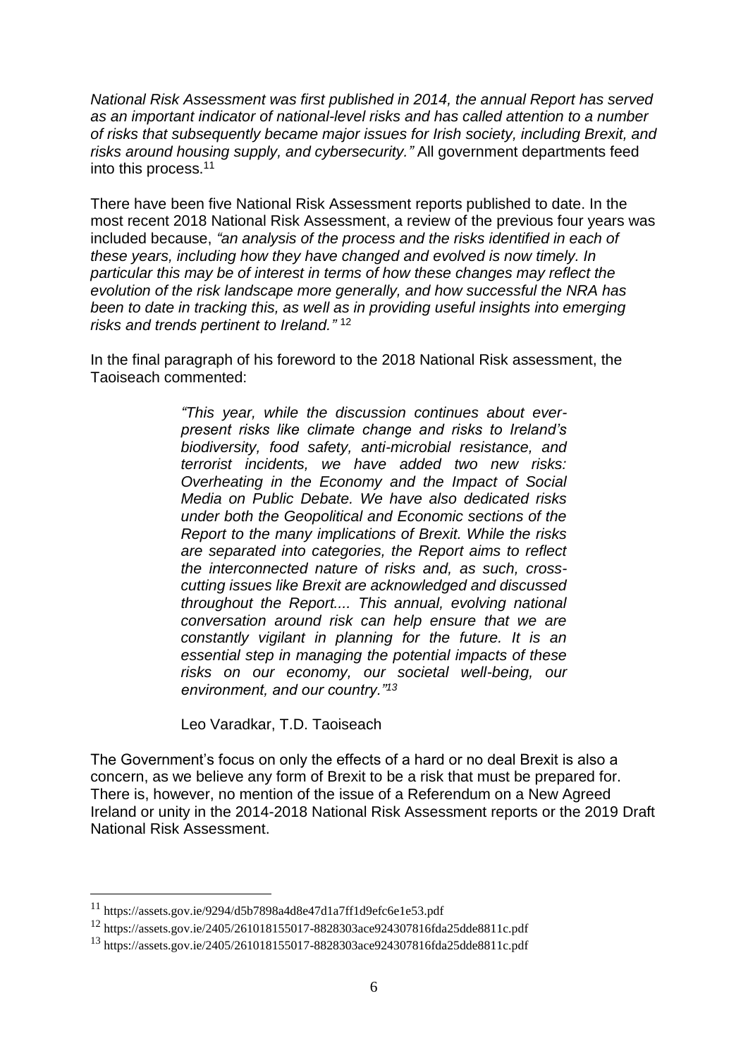*National Risk Assessment was first published in 2014, the annual Report has served as an important indicator of national-level risks and has called attention to a number of risks that subsequently became major issues for Irish society, including Brexit, and risks around housing supply, and cybersecurity."* All government departments feed into this process.[11]

There have been five National Risk Assessment reports published to date. In the most recent 2018 National Risk Assessment, a review of the previous four years was included because, *"an analysis of the process and the risks identified in each of these years, including how they have changed and evolved is now timely. In particular this may be of interest in terms of how these changes may reflect the evolution of the risk landscape more generally, and how successful the NRA has been to date in tracking this, as well as in providing useful insights into emerging risks and trends pertinent to Ireland."* [12]

In the final paragraph of his foreword to the 2018 National Risk assessment, the Taoiseach commented:

> *"This year, while the discussion continues about ever-present risks like climate change and risks to Ireland's biodiversity, food safety, anti-microbial resistance, and terrorist incidents, we have added two new risks: Overheating in the Economy and the Impact of Social Media on Public Debate. We have also dedicated risks under both the Geopolitical and Economic sections of the Report to the many implications of Brexit. While the risks are separated into categories, the Report aims to reflect the interconnected nature of risks and, as such, cross-cutting issues like Brexit are acknowledged and discussed throughout the Report.... This annual, evolving national conversation around risk can help ensure that we are constantly vigilant in planning for the future. It is an essential step in managing the potential impacts of these risks on our economy, our societal well-being, our environment, and our country."*[13]
>
> Leo Varadkar, T.D. Taoiseach

The Government's focus on only the effects of a hard or no deal Brexit is also a concern, as we believe any form of Brexit to be a risk that must be prepared for. There is, however, no mention of the issue of a Referendum on a New Agreed Ireland or unity in the 2014-2018 National Risk Assessment reports or the 2019 Draft National Risk Assessment.

---

[11] https://assets.gov.ie/9294/d5b7898a4d8e47d1a7ff1d9efc6e1e53.pdf

[12] https://assets.gov.ie/2405/261018155017-8828303ace924307816fda25dde8811c.pdf

[13] https://assets.gov.ie/2405/261018155017-8828303ace924307816fda25dde8811c.pdf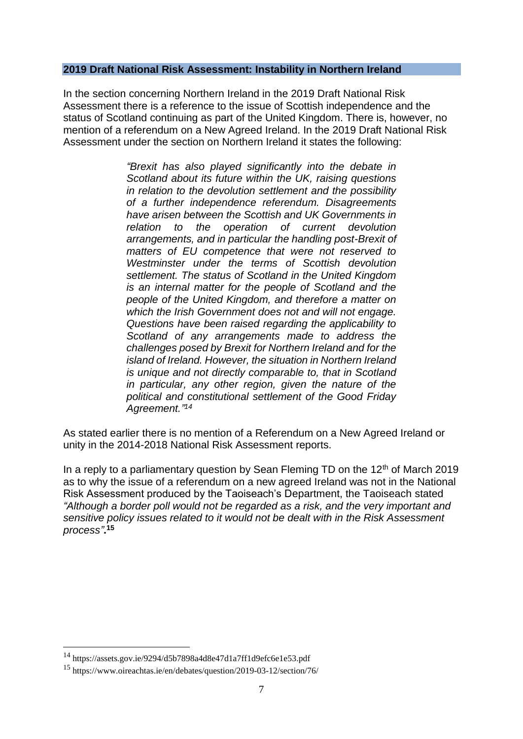## 2019 Draft National Risk Assessment: Instability in Northern Ireland

In the section concerning Northern Ireland in the 2019 Draft National Risk Assessment there is a reference to the issue of Scottish independence and the status of Scotland continuing as part of the United Kingdom. There is, however, no mention of a referendum on a New Agreed Ireland. In the 2019 Draft National Risk Assessment under the section on Northern Ireland it states the following:

> *"Brexit has also played significantly into the debate in Scotland about its future within the UK, raising questions in relation to the devolution settlement and the possibility of a further independence referendum. Disagreements have arisen between the Scottish and UK Governments in relation to the operation of current devolution arrangements, and in particular the handling post-Brexit of matters of EU competence that were not reserved to Westminster under the terms of Scottish devolution settlement. The status of Scotland in the United Kingdom is an internal matter for the people of Scotland and the people of the United Kingdom, and therefore a matter on which the Irish Government does not and will not engage. Questions have been raised regarding the applicability to Scotland of any arrangements made to address the challenges posed by Brexit for Northern Ireland and for the island of Ireland. However, the situation in Northern Ireland is unique and not directly comparable to, that in Scotland in particular, any other region, given the nature of the political and constitutional settlement of the Good Friday Agreement."*[14]

As stated earlier there is no mention of a Referendum on a New Agreed Ireland or unity in the 2014-2018 National Risk Assessment reports.

In a reply to a parliamentary question by Sean Fleming TD on the 12th of March 2019 as to why the issue of a referendum on a new agreed Ireland was not in the National Risk Assessment produced by the Taoiseach's Department, the Taoiseach stated *"Although a border poll would not be regarded as a risk, and the very important and sensitive policy issues related to it would not be dealt with in the Risk Assessment process"*.[15]

---

[14] https://assets.gov.ie/9294/d5b7898a4d8e47d1a7ff1d9efc6e1e53.pdf

[15] https://www.oireachtas.ie/en/debates/question/2019-03-12/section/76/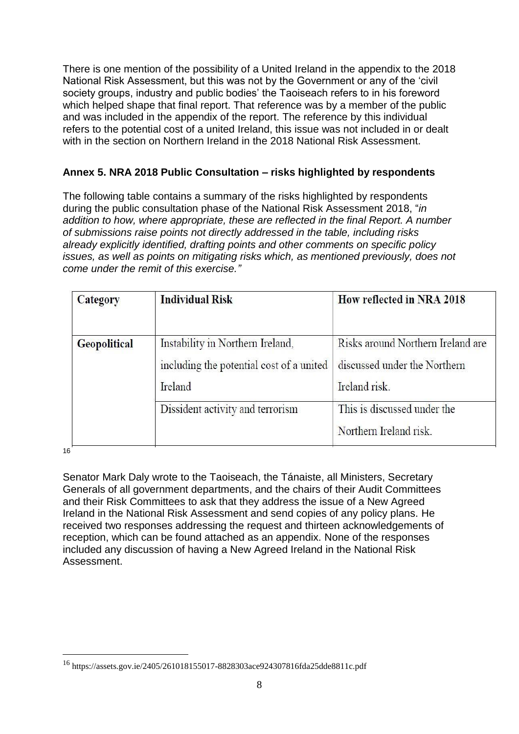There is one mention of the possibility of a United Ireland in the appendix to the 2018 National Risk Assessment, but this was not by the Government or any of the 'civil society groups, industry and public bodies' the Taoiseach refers to in his foreword which helped shape that final report. That reference was by a member of the public and was included in the appendix of the report. The reference by this individual refers to the potential cost of a united Ireland, this issue was not included in or dealt with in the section on Northern Ireland in the 2018 National Risk Assessment.

**Annex 5. NRA 2018 Public Consultation – risks highlighted by respondents**

The following table contains a summary of the risks highlighted by respondents during the public consultation phase of the National Risk Assessment 2018, "*in addition to how, where appropriate, these are reflected in the final Report. A number of submissions raise points not directly addressed in the table, including risks already explicitly identified, drafting points and other comments on specific policy issues, as well as points on mitigating risks which, as mentioned previously, does not come under the remit of this exercise.*"

| Category | Individual Risk | How reflected in NRA 2018 |
|---|---|---|
| **Geopolitical** | Instability in Northern Ireland, including the potential cost of a united Ireland | Risks around Northern Ireland are discussed under the Northern Ireland risk. |
| | Dissident activity and terrorism | This is discussed under the Northern Ireland risk. |

[16]

Senator Mark Daly wrote to the Taoiseach, the Tánaiste, all Ministers, Secretary Generals of all government departments, and the chairs of their Audit Committees and their Risk Committees to ask that they address the issue of a New Agreed Ireland in the National Risk Assessment and send copies of any policy plans. He received two responses addressing the request and thirteen acknowledgements of reception, which can be found attached as an appendix. None of the responses included any discussion of having a New Agreed Ireland in the National Risk Assessment.

[16] https://assets.gov.ie/2405/261018155017-8828303ace924307816fda25dde8811c.pdf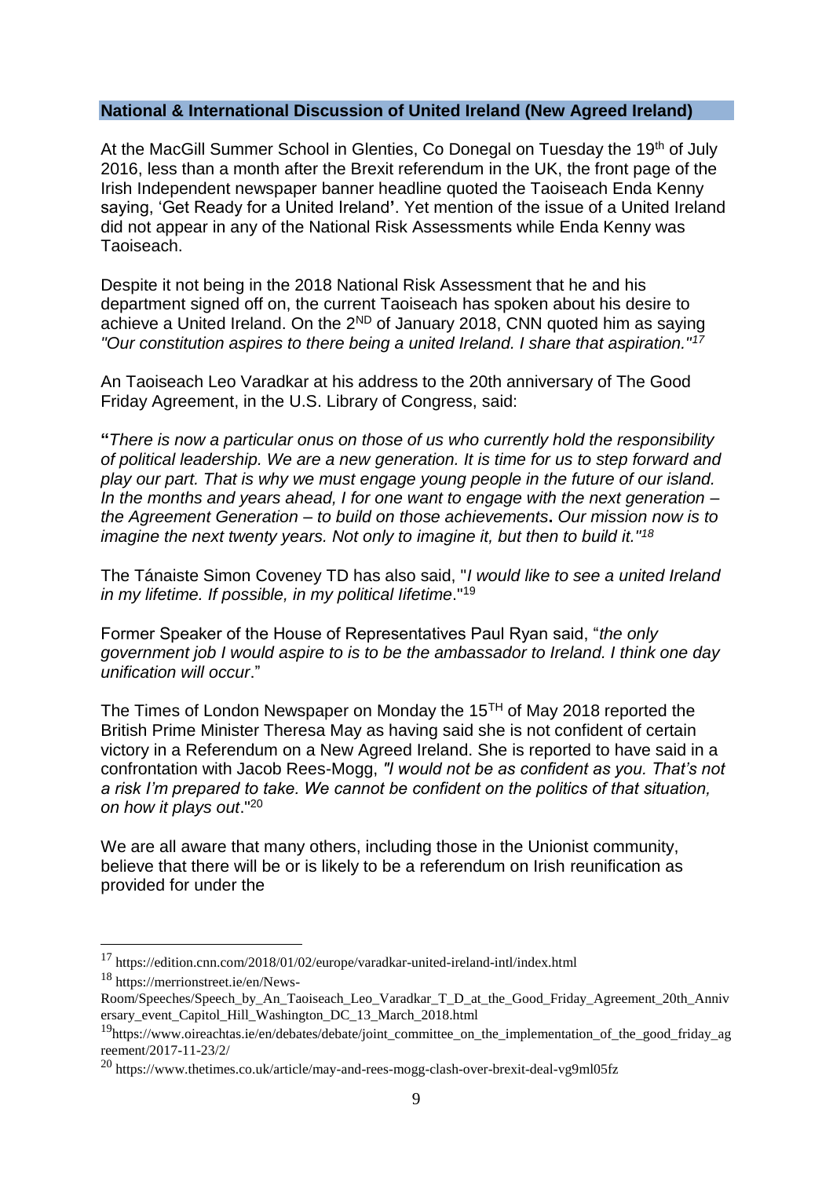## National & International Discussion of United Ireland (New Agreed Ireland)

At the MacGill Summer School in Glenties, Co Donegal on Tuesday the 19th of July 2016, less than a month after the Brexit referendum in the UK, the front page of the Irish Independent newspaper banner headline quoted the Taoiseach Enda Kenny saying, 'Get Ready for a United Ireland**'**. Yet mention of the issue of a United Ireland did not appear in any of the National Risk Assessments while Enda Kenny was Taoiseach.

Despite it not being in the 2018 National Risk Assessment that he and his department signed off on, the current Taoiseach has spoken about his desire to achieve a United Ireland. On the 2ND of January 2018, CNN quoted him as saying *"Our constitution aspires to there being a united Ireland. I share that aspiration."*[17]

An Taoiseach Leo Varadkar at his address to the 20th anniversary of The Good Friday Agreement, in the U.S. Library of Congress, said:

**"***There is now a particular onus on those of us who currently hold the responsibility of political leadership. We are a new generation. It is time for us to step forward and play our part. That is why we must engage young people in the future of our island. In the months and years ahead, I for one want to engage with the next generation – the Agreement Generation – to build on those achievements***.** *Our mission now is to imagine the next twenty years. Not only to imagine it, but then to build it."*[18]

The Tánaiste Simon Coveney TD has also said, "*I would like to see a united Ireland in my lifetime. If possible, in my political lifetime*."[19]

Former Speaker of the House of Representatives Paul Ryan said, "*the only government job I would aspire to is to be the ambassador to Ireland. I think one day unification will occur*."

The Times of London Newspaper on Monday the 15TH of May 2018 reported the British Prime Minister Theresa May as having said she is not confident of certain victory in a Referendum on a New Agreed Ireland. She is reported to have said in a confrontation with Jacob Rees-Mogg, *"I would not be as confident as you. That's not a risk I'm prepared to take. We cannot be confident on the politics of that situation, on how it plays out*."[20]

We are all aware that many others, including those in the Unionist community, believe that there will be or is likely to be a referendum on Irish reunification as provided for under the

---

[17] https://edition.cnn.com/2018/01/02/europe/varadkar-united-ireland-intl/index.html

[18] https://merrionstreet.ie/en/News-Room/Speeches/Speech_by_An_Taoiseach_Leo_Varadkar_T_D_at_the_Good_Friday_Agreement_20th_Anniversary_event_Capitol_Hill_Washington_DC_13_March_2018.html

[19] https://www.oireachtas.ie/en/debates/debate/joint_committee_on_the_implementation_of_the_good_friday_agreement/2017-11-23/2/

[20] https://www.thetimes.co.uk/article/may-and-rees-mogg-clash-over-brexit-deal-vg9ml05fz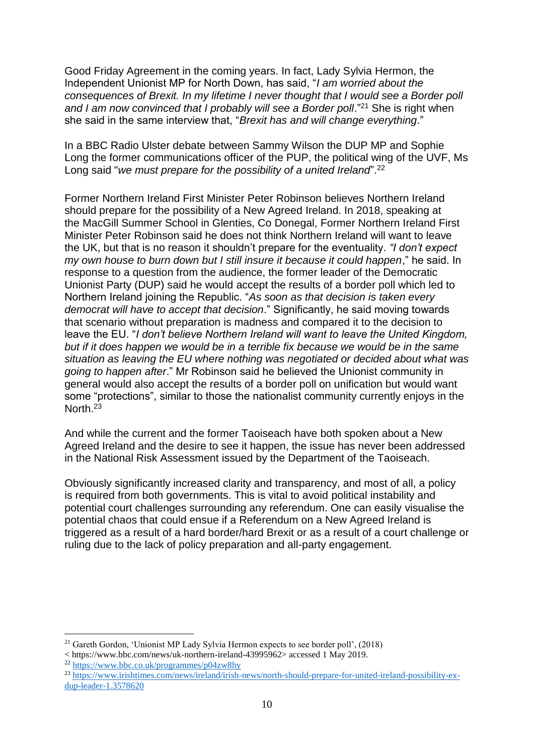Good Friday Agreement in the coming years. In fact, Lady Sylvia Hermon, the Independent Unionist MP for North Down, has said, "*I am worried about the consequences of Brexit. In my lifetime I never thought that I would see a Border poll and I am now convinced that I probably will see a Border poll*."[21] She is right when she said in the same interview that, "*Brexit has and will change everything*."

In a BBC Radio Ulster debate between Sammy Wilson the DUP MP and Sophie Long the former communications officer of the PUP, the political wing of the UVF, Ms Long said "*we must prepare for the possibility of a united Ireland*".[22]

Former Northern Ireland First Minister Peter Robinson believes Northern Ireland should prepare for the possibility of a New Agreed Ireland. In 2018, speaking at the MacGill Summer School in Glenties, Co Donegal, Former Northern Ireland First Minister Peter Robinson said he does not think Northern Ireland will want to leave the UK, but that is no reason it shouldn't prepare for the eventuality. *"I don't expect my own house to burn down but I still insure it because it could happen*," he said. In response to a question from the audience, the former leader of the Democratic Unionist Party (DUP) said he would accept the results of a border poll which led to Northern Ireland joining the Republic. "*As soon as that decision is taken every democrat will have to accept that decision*." Significantly, he said moving towards that scenario without preparation is madness and compared it to the decision to leave the EU. "*I don't believe Northern Ireland will want to leave the United Kingdom, but if it does happen we would be in a terrible fix because we would be in the same situation as leaving the EU where nothing was negotiated or decided about what was going to happen after*." Mr Robinson said he believed the Unionist community in general would also accept the results of a border poll on unification but would want some "protections", similar to those the nationalist community currently enjoys in the North.[23]

And while the current and the former Taoiseach have both spoken about a New Agreed Ireland and the desire to see it happen, the issue has never been addressed in the National Risk Assessment issued by the Department of the Taoiseach.

Obviously significantly increased clarity and transparency, and most of all, a policy is required from both governments. This is vital to avoid political instability and potential court challenges surrounding any referendum. One can easily visualise the potential chaos that could ensue if a Referendum on a New Agreed Ireland is triggered as a result of a hard border/hard Brexit or as a result of a court challenge or ruling due to the lack of policy preparation and all-party engagement.

---

[21] Gareth Gordon, 'Unionist MP Lady Sylvia Hermon expects to see border poll', (2018) < https://www.bbc.com/news/uk-northern-ireland-43995962> accessed 1 May 2019.

[22] https://www.bbc.co.uk/programmes/p04zw8hy

[23] https://www.irishtimes.com/news/ireland/irish-news/north-should-prepare-for-united-ireland-possibility-ex-dup-leader-1.3578620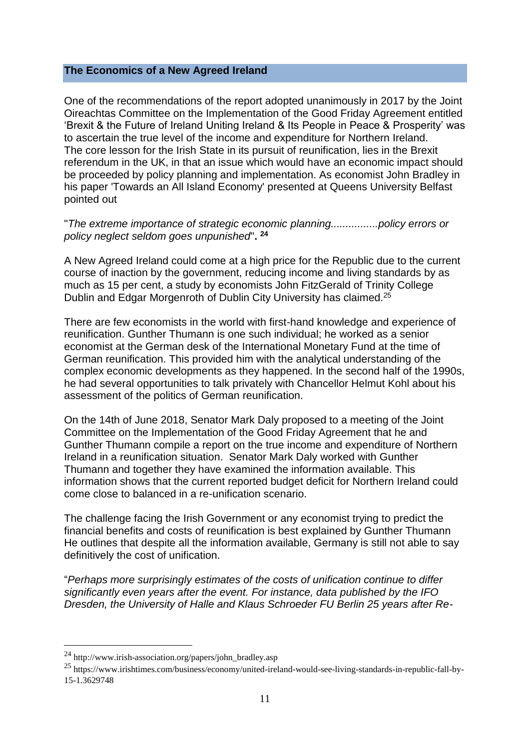## The Economics of a New Agreed Ireland

One of the recommendations of the report adopted unanimously in 2017 by the Joint Oireachtas Committee on the Implementation of the Good Friday Agreement entitled 'Brexit & the Future of Ireland Uniting Ireland & Its People in Peace & Prosperity' was to ascertain the true level of the income and expenditure for Northern Ireland. The core lesson for the Irish State in its pursuit of reunification, lies in the Brexit referendum in the UK, in that an issue which would have an economic impact should be proceeded by policy planning and implementation. As economist John Bradley in his paper 'Towards an All Island Economy' presented at Queens University Belfast pointed out

"*The extreme importance of strategic economic planning................policy errors or policy neglect seldom goes unpunished*". [24]

A New Agreed Ireland could come at a high price for the Republic due to the current course of inaction by the government, reducing income and living standards by as much as 15 per cent, a study by economists John FitzGerald of Trinity College Dublin and Edgar Morgenroth of Dublin City University has claimed.[25]

There are few economists in the world with first-hand knowledge and experience of reunification. Gunther Thumann is one such individual; he worked as a senior economist at the German desk of the International Monetary Fund at the time of German reunification. This provided him with the analytical understanding of the complex economic developments as they happened. In the second half of the 1990s, he had several opportunities to talk privately with Chancellor Helmut Kohl about his assessment of the politics of German reunification.

On the 14th of June 2018, Senator Mark Daly proposed to a meeting of the Joint Committee on the Implementation of the Good Friday Agreement that he and Gunther Thumann compile a report on the true income and expenditure of Northern Ireland in a reunification situation. Senator Mark Daly worked with Gunther Thumann and together they have examined the information available. This information shows that the current reported budget deficit for Northern Ireland could come close to balanced in a re-unification scenario.

The challenge facing the Irish Government or any economist trying to predict the financial benefits and costs of reunification is best explained by Gunther Thumann He outlines that despite all the information available, Germany is still not able to say definitively the cost of unification.

"*Perhaps more surprisingly estimates of the costs of unification continue to differ significantly even years after the event. For instance, data published by the IFO Dresden, the University of Halle and Klaus Schroeder FU Berlin 25 years after Re-*

---

[24] http://www.irish-association.org/papers/john_bradley.asp

[25] https://www.irishtimes.com/business/economy/united-ireland-would-see-living-standards-in-republic-fall-by-15-1.3629748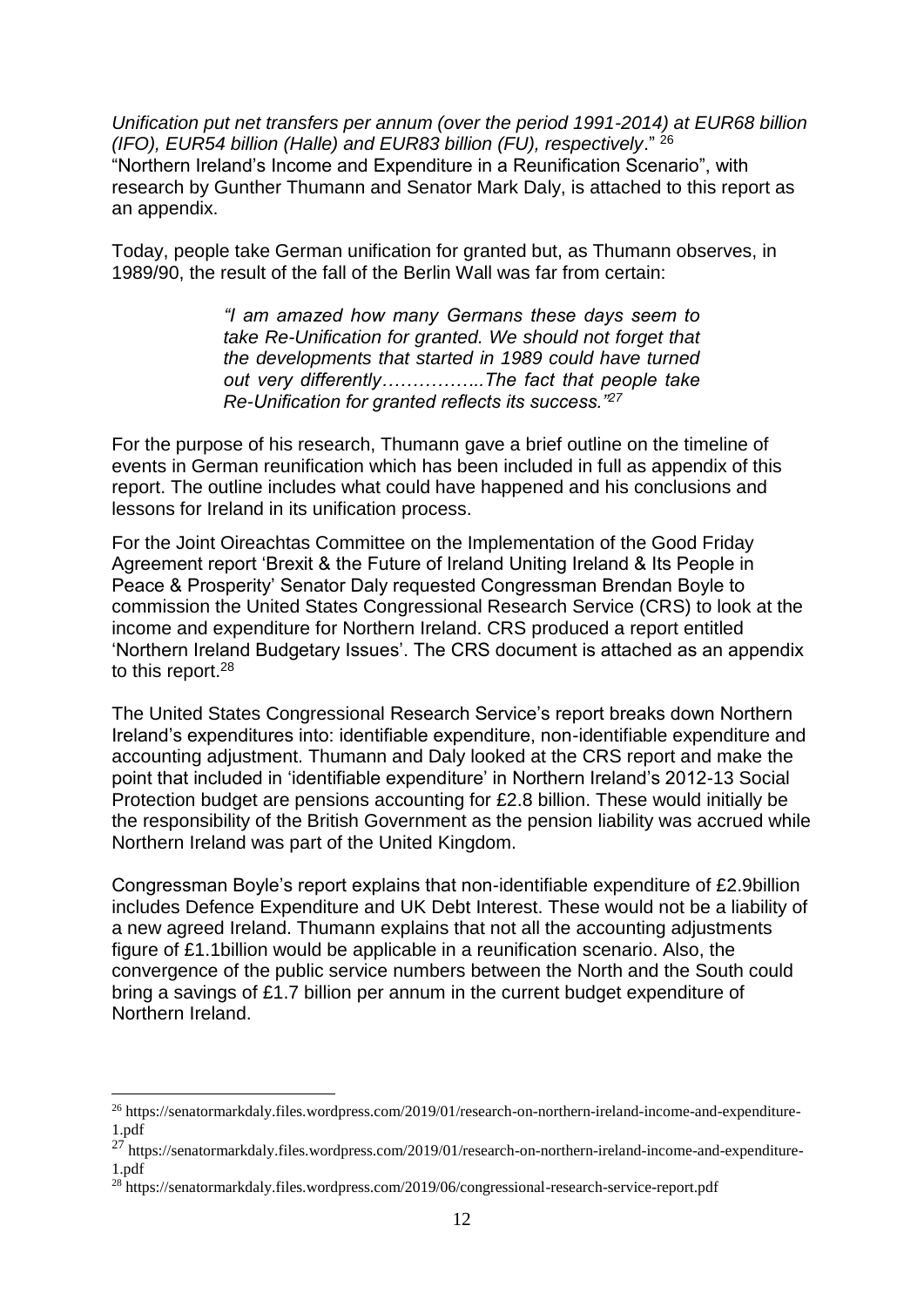*Unification put net transfers per annum (over the period 1991-2014) at EUR68 billion (IFO), EUR54 billion (Halle) and EUR83 billion (FU), respectively*." [26] "Northern Ireland's Income and Expenditure in a Reunification Scenario", with research by Gunther Thumann and Senator Mark Daly, is attached to this report as an appendix.

Today, people take German unification for granted but, as Thumann observes, in 1989/90, the result of the fall of the Berlin Wall was far from certain:

> *"I am amazed how many Germans these days seem to take Re-Unification for granted. We should not forget that the developments that started in 1989 could have turned out very differently……………..The fact that people take Re-Unification for granted reflects its success."*[27]

For the purpose of his research, Thumann gave a brief outline on the timeline of events in German reunification which has been included in full as appendix of this report. The outline includes what could have happened and his conclusions and lessons for Ireland in its unification process.

For the Joint Oireachtas Committee on the Implementation of the Good Friday Agreement report 'Brexit & the Future of Ireland Uniting Ireland & Its People in Peace & Prosperity' Senator Daly requested Congressman Brendan Boyle to commission the United States Congressional Research Service (CRS) to look at the income and expenditure for Northern Ireland. CRS produced a report entitled 'Northern Ireland Budgetary Issues'. The CRS document is attached as an appendix to this report.[28]

The United States Congressional Research Service's report breaks down Northern Ireland's expenditures into: identifiable expenditure, non-identifiable expenditure and accounting adjustment. Thumann and Daly looked at the CRS report and make the point that included in 'identifiable expenditure' in Northern Ireland's 2012-13 Social Protection budget are pensions accounting for £2.8 billion. These would initially be the responsibility of the British Government as the pension liability was accrued while Northern Ireland was part of the United Kingdom.

Congressman Boyle's report explains that non-identifiable expenditure of £2.9billion includes Defence Expenditure and UK Debt Interest. These would not be a liability of a new agreed Ireland. Thumann explains that not all the accounting adjustments figure of £1.1billion would be applicable in a reunification scenario. Also, the convergence of the public service numbers between the North and the South could bring a savings of £1.7 billion per annum in the current budget expenditure of Northern Ireland.

---

[26] https://senatormarkdaly.files.wordpress.com/2019/01/research-on-northern-ireland-income-and-expenditure-1.pdf

[27] https://senatormarkdaly.files.wordpress.com/2019/01/research-on-northern-ireland-income-and-expenditure-1.pdf

[28] https://senatormarkdaly.files.wordpress.com/2019/06/congressional-research-service-report.pdf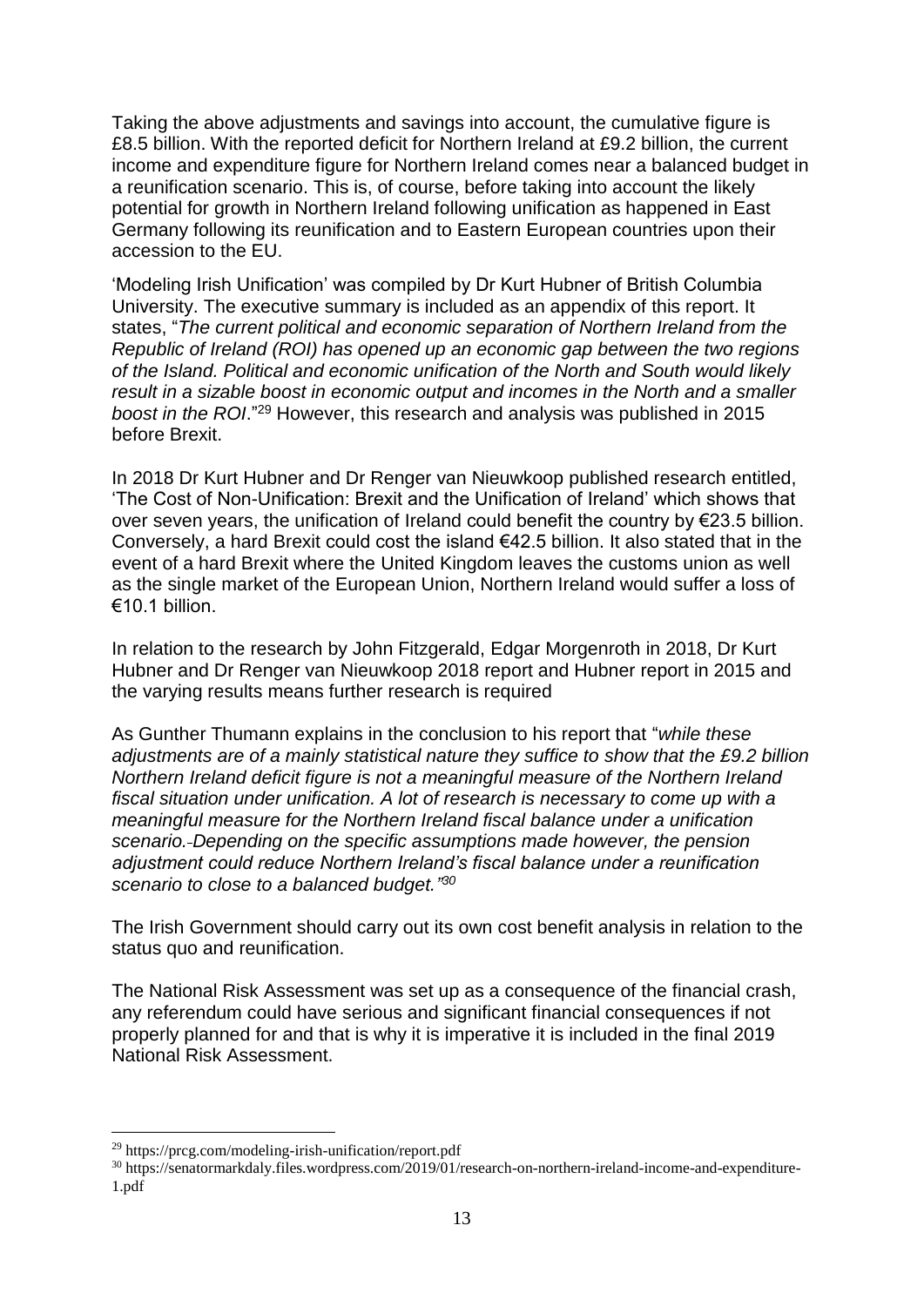Taking the above adjustments and savings into account, the cumulative figure is £8.5 billion. With the reported deficit for Northern Ireland at £9.2 billion, the current income and expenditure figure for Northern Ireland comes near a balanced budget in a reunification scenario. This is, of course, before taking into account the likely potential for growth in Northern Ireland following unification as happened in East Germany following its reunification and to Eastern European countries upon their accession to the EU.

'Modeling Irish Unification' was compiled by Dr Kurt Hubner of British Columbia University. The executive summary is included as an appendix of this report. It states, "*The current political and economic separation of Northern Ireland from the Republic of Ireland (ROI) has opened up an economic gap between the two regions of the Island. Political and economic unification of the North and South would likely result in a sizable boost in economic output and incomes in the North and a smaller boost in the ROI*."[29] However, this research and analysis was published in 2015 before Brexit.

In 2018 Dr Kurt Hubner and Dr Renger van Nieuwkoop published research entitled, 'The Cost of Non-Unification: Brexit and the Unification of Ireland' which shows that over seven years, the unification of Ireland could benefit the country by €23.5 billion. Conversely, a hard Brexit could cost the island €42.5 billion. It also stated that in the event of a hard Brexit where the United Kingdom leaves the customs union as well as the single market of the European Union, Northern Ireland would suffer a loss of €10.1 billion.

In relation to the research by John Fitzgerald, Edgar Morgenroth in 2018, Dr Kurt Hubner and Dr Renger van Nieuwkoop 2018 report and Hubner report in 2015 and the varying results means further research is required

As Gunther Thumann explains in the conclusion to his report that "*while these adjustments are of a mainly statistical nature they suffice to show that the £9.2 billion Northern Ireland deficit figure is not a meaningful measure of the Northern Ireland fiscal situation under unification. A lot of research is necessary to come up with a meaningful measure for the Northern Ireland fiscal balance under a unification scenario. Depending on the specific assumptions made however, the pension adjustment could reduce Northern Ireland's fiscal balance under a reunification scenario to close to a balanced budget.*"[30]

The Irish Government should carry out its own cost benefit analysis in relation to the status quo and reunification.

The National Risk Assessment was set up as a consequence of the financial crash, any referendum could have serious and significant financial consequences if not properly planned for and that is why it is imperative it is included in the final 2019 National Risk Assessment.

---

[29] https://prcg.com/modeling-irish-unification/report.pdf

[30] https://senatormarkdaly.files.wordpress.com/2019/01/research-on-northern-ireland-income-and-expenditure-1.pdf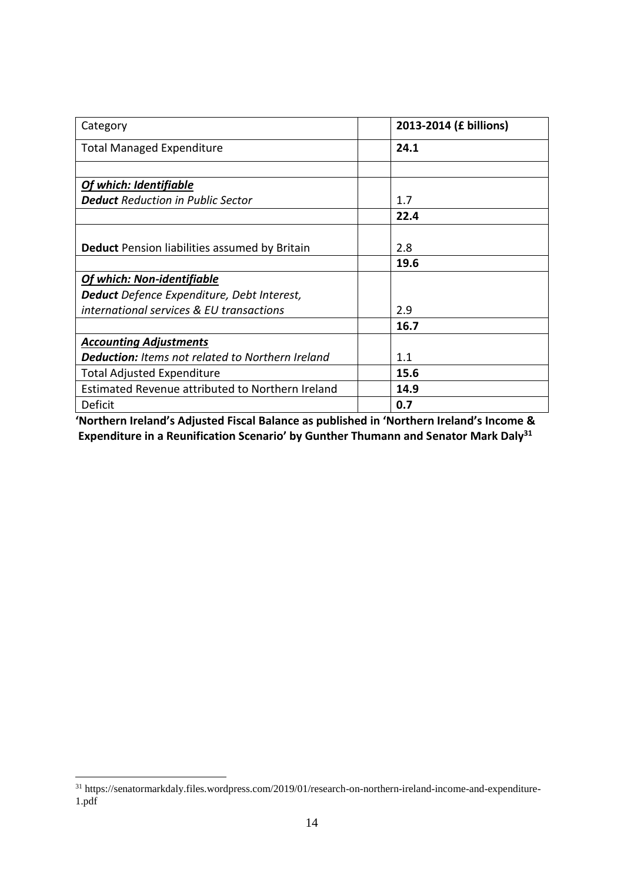| Category | | 2013-2014 (£ billions) |
|---|---|---|
| Total Managed Expenditure | | **24.1** |
| | | |
| ***Of which: Identifiable*** <br> ***Deduct*** *Reduction in Public Sector* | | 1.7 |
| | | **22.4** |
| **Deduct** Pension liabilities assumed by Britain | | 2.8 |
| | | **19.6** |
| ***Of which: Non-identifiable*** <br> ***Deduct*** *Defence Expenditure, Debt Interest, international services & EU transactions* | | 2.9 |
| | | **16.7** |
| ***Accounting Adjustments*** <br> ***Deduction:*** *Items not related to Northern Ireland* | | 1.1 |
| Total Adjusted Expenditure | | **15.6** |
| Estimated Revenue attributed to Northern Ireland | | **14.9** |
| Deficit | | **0.7** |

**'Northern Ireland's Adjusted Fiscal Balance as published in 'Northern Ireland's Income & Expenditure in a Reunification Scenario' by Gunther Thumann and Senator Mark Daly[31]**

[31] https://senatormarkdaly.files.wordpress.com/2019/01/research-on-northern-ireland-income-and-expenditure-1.pdf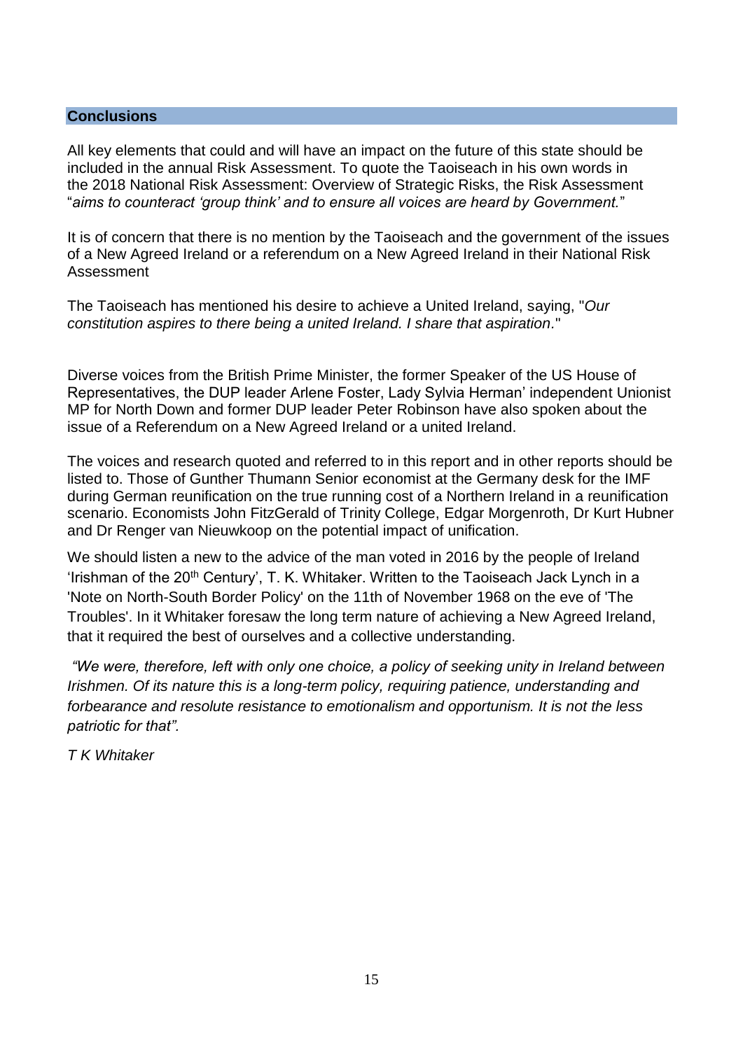## Conclusions

All key elements that could and will have an impact on the future of this state should be included in the annual Risk Assessment. To quote the Taoiseach in his own words in the 2018 National Risk Assessment: Overview of Strategic Risks, the Risk Assessment "*aims to counteract 'group think' and to ensure all voices are heard by Government.*"

It is of concern that there is no mention by the Taoiseach and the government of the issues of a New Agreed Ireland or a referendum on a New Agreed Ireland in their National Risk Assessment

The Taoiseach has mentioned his desire to achieve a United Ireland, saying, "*Our constitution aspires to there being a united Ireland. I share that aspiration.*"

Diverse voices from the British Prime Minister, the former Speaker of the US House of Representatives, the DUP leader Arlene Foster, Lady Sylvia Herman' independent Unionist MP for North Down and former DUP leader Peter Robinson have also spoken about the issue of a Referendum on a New Agreed Ireland or a united Ireland.

The voices and research quoted and referred to in this report and in other reports should be listed to. Those of Gunther Thumann Senior economist at the Germany desk for the IMF during German reunification on the true running cost of a Northern Ireland in a reunification scenario. Economists John FitzGerald of Trinity College, Edgar Morgenroth, Dr Kurt Hubner and Dr Renger van Nieuwkoop on the potential impact of unification.

We should listen a new to the advice of the man voted in 2016 by the people of Ireland 'Irishman of the 20th Century', T. K. Whitaker. Written to the Taoiseach Jack Lynch in a 'Note on North-South Border Policy' on the 11th of November 1968 on the eve of 'The Troubles'. In it Whitaker foresaw the long term nature of achieving a New Agreed Ireland, that it required the best of ourselves and a collective understanding.

*"We were, therefore, left with only one choice, a policy of seeking unity in Ireland between Irishmen. Of its nature this is a long-term policy, requiring patience, understanding and forbearance and resolute resistance to emotionalism and opportunism. It is not the less patriotic for that".*

*T K Whitaker*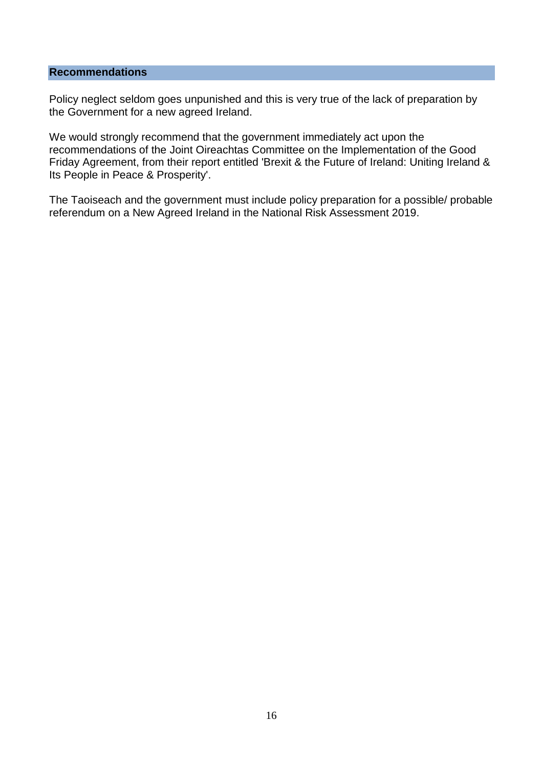## Recommendations

Policy neglect seldom goes unpunished and this is very true of the lack of preparation by the Government for a new agreed Ireland.

We would strongly recommend that the government immediately act upon the recommendations of the Joint Oireachtas Committee on the Implementation of the Good Friday Agreement, from their report entitled 'Brexit & the Future of Ireland: Uniting Ireland & Its People in Peace & Prosperity'.

The Taoiseach and the government must include policy preparation for a possible/ probable referendum on a New Agreed Ireland in the National Risk Assessment 2019.